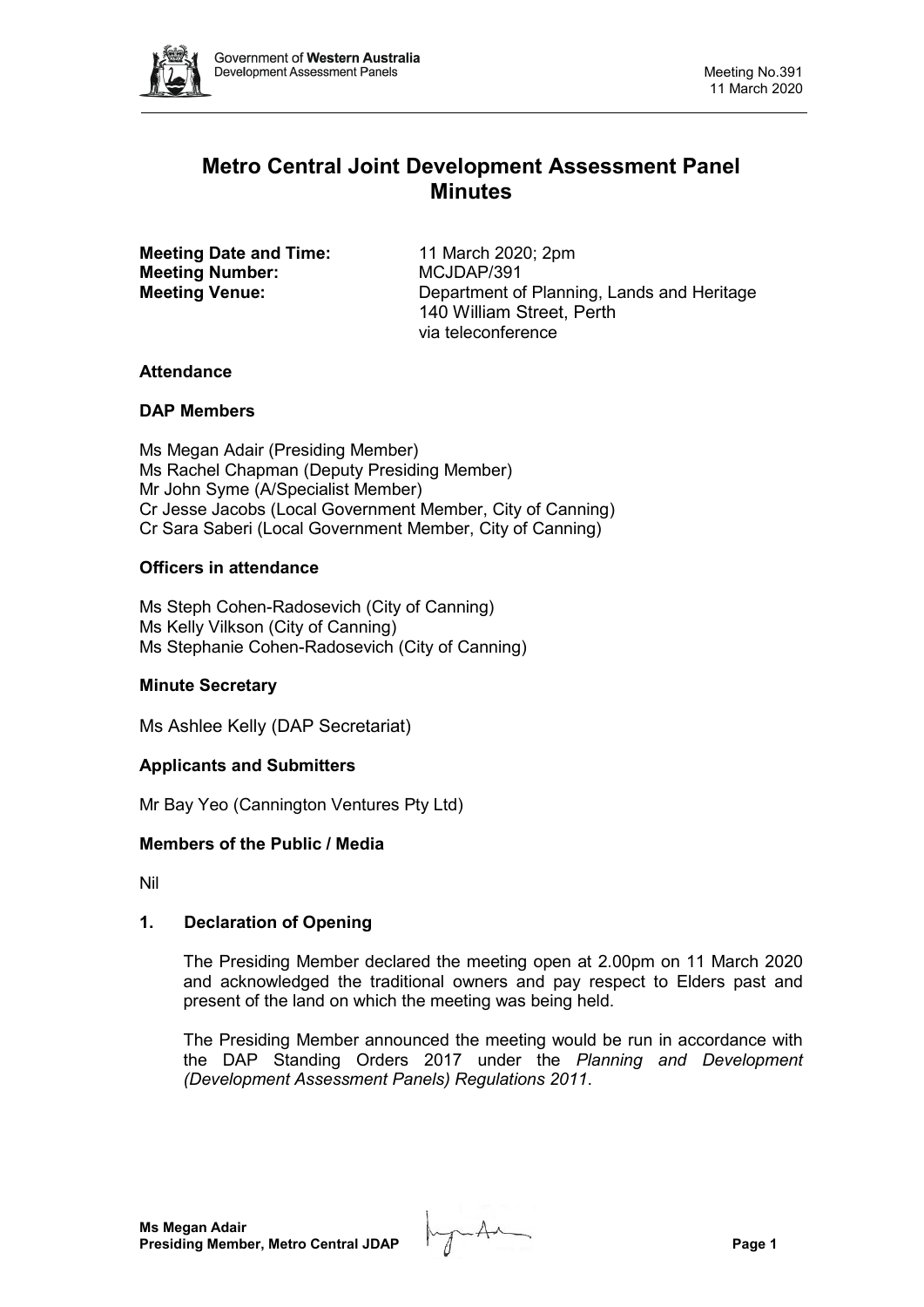# Metro Central Joint Development Assessment Panel Minutes

**Meeting Date and Time:** 11 March 2020; 2pm
**Meeting Number:** MCJDAP/391
**Meeting Venue:** Department of Planning, Lands and Heritage
140 William Street, Perth
via teleconference

### Attendance

### DAP Members

Ms Megan Adair (Presiding Member)
Ms Rachel Chapman (Deputy Presiding Member)
Mr John Syme (A/Specialist Member)
Cr Jesse Jacobs (Local Government Member, City of Canning)
Cr Sara Saberi (Local Government Member, City of Canning)

### Officers in attendance

Ms Steph Cohen-Radosevich (City of Canning)
Ms Kelly Vilkson (City of Canning)
Ms Stephanie Cohen-Radosevich (City of Canning)

### Minute Secretary

Ms Ashlee Kelly (DAP Secretariat)

### Applicants and Submitters

Mr Bay Yeo (Cannington Ventures Pty Ltd)

### Members of the Public / Media

Nil

## 1. Declaration of Opening

The Presiding Member declared the meeting open at 2.00pm on 11 March 2020 and acknowledged the traditional owners and pay respect to Elders past and present of the land on which the meeting was being held.

The Presiding Member announced the meeting would be run in accordance with the DAP Standing Orders 2017 under the *Planning and Development (Development Assessment Panels) Regulations 2011*.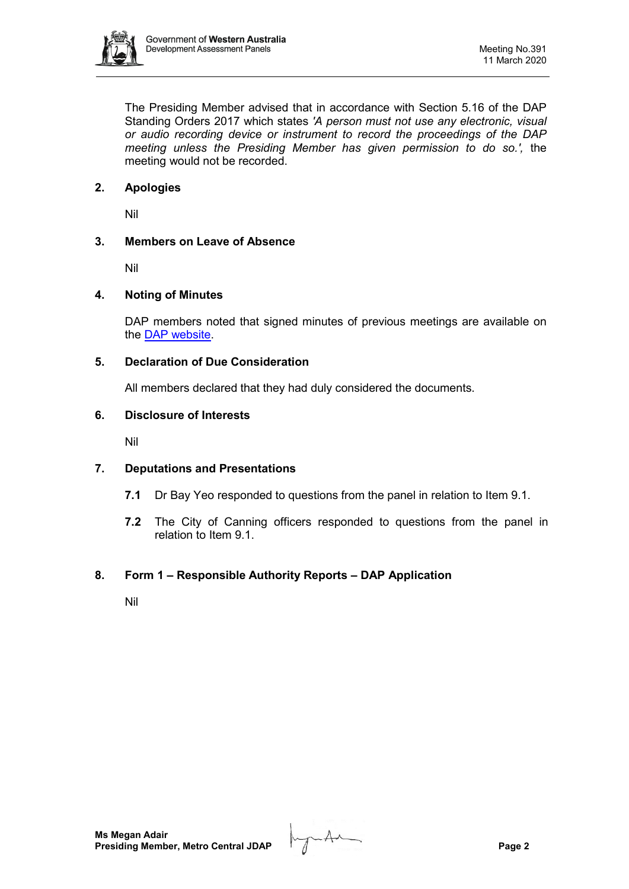The Presiding Member advised that in accordance with Section 5.16 of the DAP Standing Orders 2017 which states *'A person must not use any electronic, visual or audio recording device or instrument to record the proceedings of the DAP meeting unless the Presiding Member has given permission to do so.',* the meeting would not be recorded.

## 2. Apologies

Nil

## 3. Members on Leave of Absence

Nil

## 4. Noting of Minutes

DAP members noted that signed minutes of previous meetings are available on the DAP website.

## 5. Declaration of Due Consideration

All members declared that they had duly considered the documents.

## 6. Disclosure of Interests

Nil

## 7. Deputations and Presentations

**7.1** Dr Bay Yeo responded to questions from the panel in relation to Item 9.1.

**7.2** The City of Canning officers responded to questions from the panel in relation to Item 9.1.

## 8. Form 1 – Responsible Authority Reports – DAP Application

Nil

**Ms Megan Adair**
**Presiding Member, Metro Central JDAP**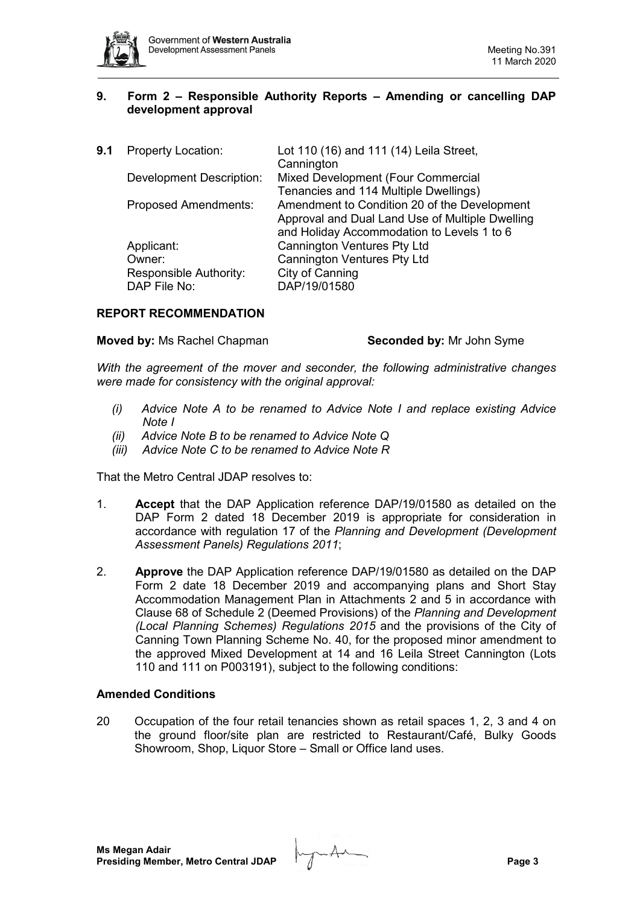## 9. Form 2 – Responsible Authority Reports – Amending or cancelling DAP development approval

**9.1** Property Location: Lot 110 (16) and 111 (14) Leila Street, Cannington

Development Description: Mixed Development (Four Commercial Tenancies and 114 Multiple Dwellings)

Proposed Amendments: Amendment to Condition 20 of the Development Approval and Dual Land Use of Multiple Dwelling and Holiday Accommodation to Levels 1 to 6

Applicant: Cannington Ventures Pty Ltd

Owner: Cannington Ventures Pty Ltd

Responsible Authority: City of Canning

DAP File No: DAP/19/01580

### REPORT RECOMMENDATION

**Moved by:** Ms Rachel Chapman **Seconded by:** Mr John Syme

*With the agreement of the mover and seconder, the following administrative changes were made for consistency with the original approval:*

- *(i) Advice Note A to be renamed to Advice Note I and replace existing Advice Note I*
- *(ii) Advice Note B to be renamed to Advice Note Q*
- *(iii) Advice Note C to be renamed to Advice Note R*

That the Metro Central JDAP resolves to:

1. **Accept** that the DAP Application reference DAP/19/01580 as detailed on the DAP Form 2 dated 18 December 2019 is appropriate for consideration in accordance with regulation 17 of the *Planning and Development (Development Assessment Panels) Regulations 2011*;

2. **Approve** the DAP Application reference DAP/19/01580 as detailed on the DAP Form 2 date 18 December 2019 and accompanying plans and Short Stay Accommodation Management Plan in Attachments 2 and 5 in accordance with Clause 68 of Schedule 2 (Deemed Provisions) of the *Planning and Development (Local Planning Schemes) Regulations 2015* and the provisions of the City of Canning Town Planning Scheme No. 40, for the proposed minor amendment to the approved Mixed Development at 14 and 16 Leila Street Cannington (Lots 110 and 111 on P003191), subject to the following conditions:

### Amended Conditions

20 Occupation of the four retail tenancies shown as retail spaces 1, 2, 3 and 4 on the ground floor/site plan are restricted to Restaurant/Café, Bulky Goods Showroom, Shop, Liquor Store – Small or Office land uses.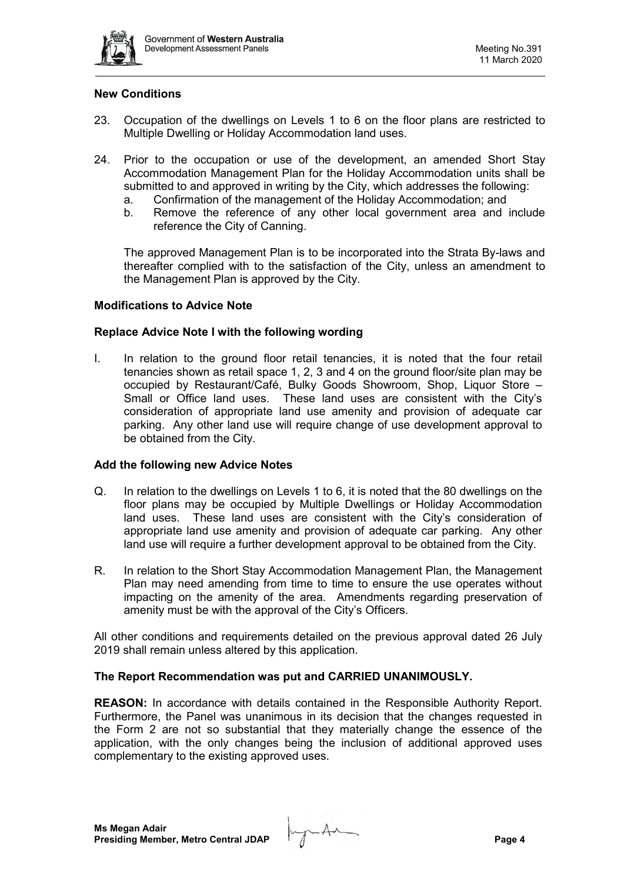**New Conditions**

23. Occupation of the dwellings on Levels 1 to 6 on the floor plans are restricted to Multiple Dwelling or Holiday Accommodation land uses.

24. Prior to the occupation or use of the development, an amended Short Stay Accommodation Management Plan for the Holiday Accommodation units shall be submitted to and approved in writing by the City, which addresses the following:
    a. Confirmation of the management of the Holiday Accommodation; and
    b. Remove the reference of any other local government area and include reference the City of Canning.

    The approved Management Plan is to be incorporated into the Strata By-laws and thereafter complied with to the satisfaction of the City, unless an amendment to the Management Plan is approved by the City.

**Modifications to Advice Note**

**Replace Advice Note I with the following wording**

I. In relation to the ground floor retail tenancies, it is noted that the four retail tenancies shown as retail space 1, 2, 3 and 4 on the ground floor/site plan may be occupied by Restaurant/Café, Bulky Goods Showroom, Shop, Liquor Store – Small or Office land uses. These land uses are consistent with the City's consideration of appropriate land use amenity and provision of adequate car parking. Any other land use will require change of use development approval to be obtained from the City.

**Add the following new Advice Notes**

Q. In relation to the dwellings on Levels 1 to 6, it is noted that the 80 dwellings on the floor plans may be occupied by Multiple Dwellings or Holiday Accommodation land uses. These land uses are consistent with the City's consideration of appropriate land use amenity and provision of adequate car parking. Any other land use will require a further development approval to be obtained from the City.

R. In relation to the Short Stay Accommodation Management Plan, the Management Plan may need amending from time to time to ensure the use operates without impacting on the amenity of the area. Amendments regarding preservation of amenity must be with the approval of the City's Officers.

All other conditions and requirements detailed on the previous approval dated 26 July 2019 shall remain unless altered by this application.

**The Report Recommendation was put and CARRIED UNANIMOUSLY.**

**REASON:** In accordance with details contained in the Responsible Authority Report. Furthermore, the Panel was unanimous in its decision that the changes requested in the Form 2 are not so substantial that they materially change the essence of the application, with the only changes being the inclusion of additional approved uses complementary to the existing approved uses.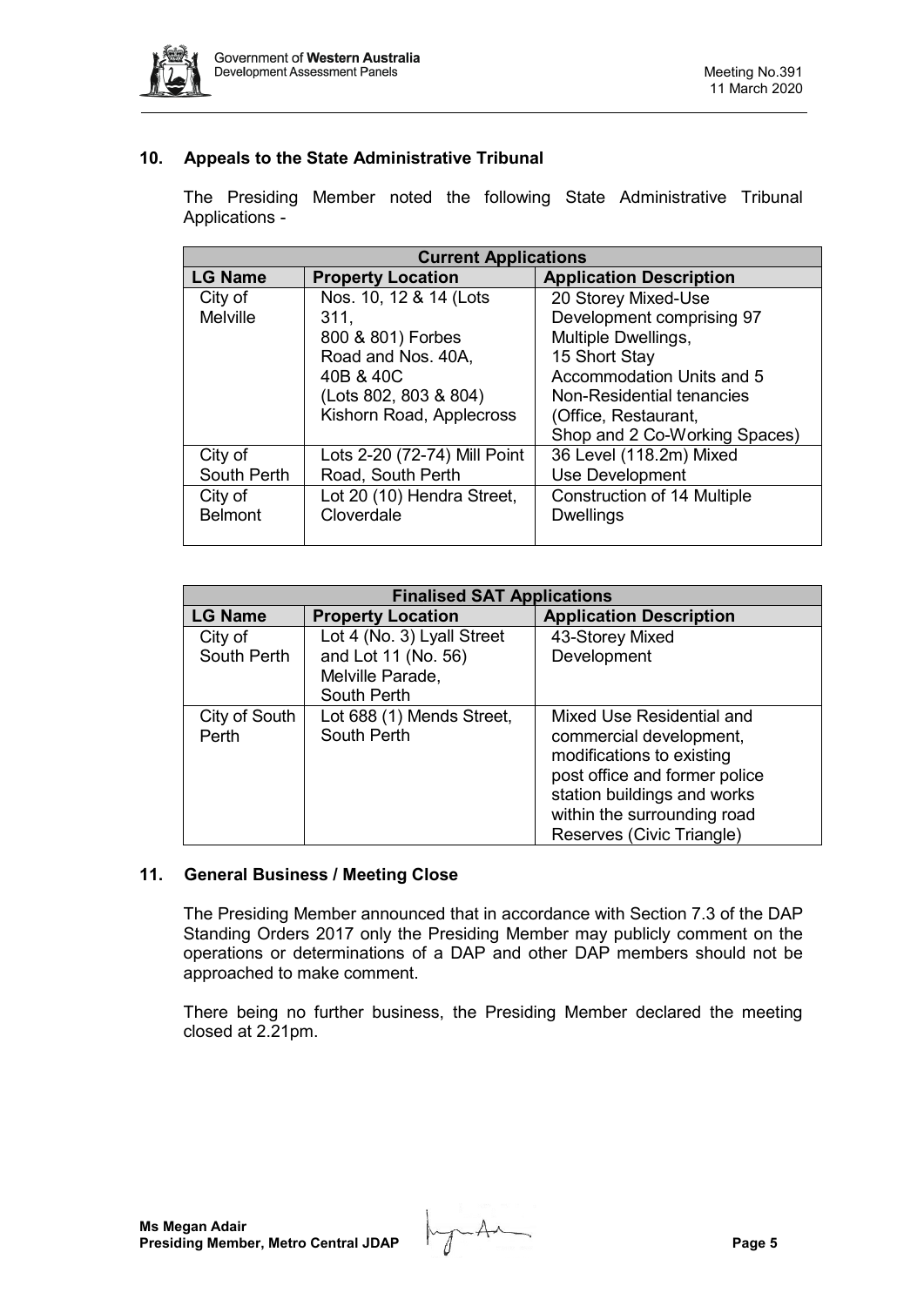## 10. Appeals to the State Administrative Tribunal

The Presiding Member noted the following State Administrative Tribunal Applications -

| Current Applications | | |
|---|---|---|
| **LG Name** | **Property Location** | **Application Description** |
| City of Melville | Nos. 10, 12 & 14 (Lots 311, 800 & 801) Forbes Road and Nos. 40A, 40B & 40C (Lots 802, 803 & 804) Kishorn Road, Applecross | 20 Storey Mixed-Use Development comprising 97 Multiple Dwellings, 15 Short Stay Accommodation Units and 5 Non-Residential tenancies (Office, Restaurant, Shop and 2 Co-Working Spaces) |
| City of South Perth | Lots 2-20 (72-74) Mill Point Road, South Perth | 36 Level (118.2m) Mixed Use Development |
| City of Belmont | Lot 20 (10) Hendra Street, Cloverdale | Construction of 14 Multiple Dwellings |

| Finalised SAT Applications | | |
|---|---|---|
| **LG Name** | **Property Location** | **Application Description** |
| City of South Perth | Lot 4 (No. 3) Lyall Street and Lot 11 (No. 56) Melville Parade, South Perth | 43-Storey Mixed Development |
| City of South Perth | Lot 688 (1) Mends Street, South Perth | Mixed Use Residential and commercial development, modifications to existing post office and former police station buildings and works within the surrounding road Reserves (Civic Triangle) |

## 11. General Business / Meeting Close

The Presiding Member announced that in accordance with Section 7.3 of the DAP Standing Orders 2017 only the Presiding Member may publicly comment on the operations or determinations of a DAP and other DAP members should not be approached to make comment.

There being no further business, the Presiding Member declared the meeting closed at 2.21pm.

**Ms Megan Adair**
**Presiding Member, Metro Central JDAP**